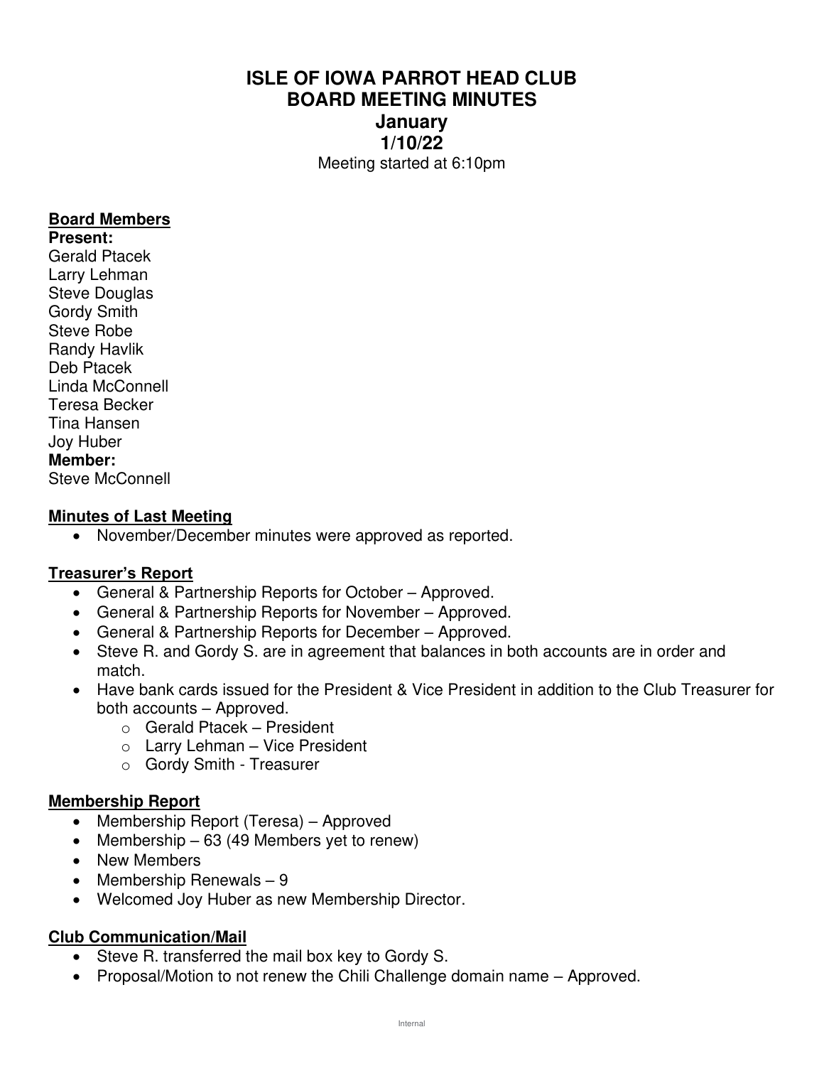# ISLE OF IOWA PARROT HEAD CLUB
# BOARD MEETING MINUTES
## January
## 1/10/22

Meeting started at 6:10pm

**Board Members**

**Present:**
Gerald Ptacek
Larry Lehman
Steve Douglas
Gordy Smith
Steve Robe
Randy Havlik
Deb Ptacek
Linda McConnell
Teresa Becker
Tina Hansen
Joy Huber

**Member:**
Steve McConnell

**Minutes of Last Meeting**

- November/December minutes were approved as reported.

**Treasurer's Report**

- General & Partnership Reports for October – Approved.
- General & Partnership Reports for November – Approved.
- General & Partnership Reports for December – Approved.
- Steve R. and Gordy S. are in agreement that balances in both accounts are in order and match.
- Have bank cards issued for the President & Vice President in addition to the Club Treasurer for both accounts – Approved.
    - Gerald Ptacek – President
    - Larry Lehman – Vice President
    - Gordy Smith - Treasurer

**Membership Report**

- Membership Report (Teresa) – Approved
- Membership – 63 (49 Members yet to renew)
- New Members
- Membership Renewals – 9
- Welcomed Joy Huber as new Membership Director.

**Club Communication/Mail**

- Steve R. transferred the mail box key to Gordy S.
- Proposal/Motion to not renew the Chili Challenge domain name – Approved.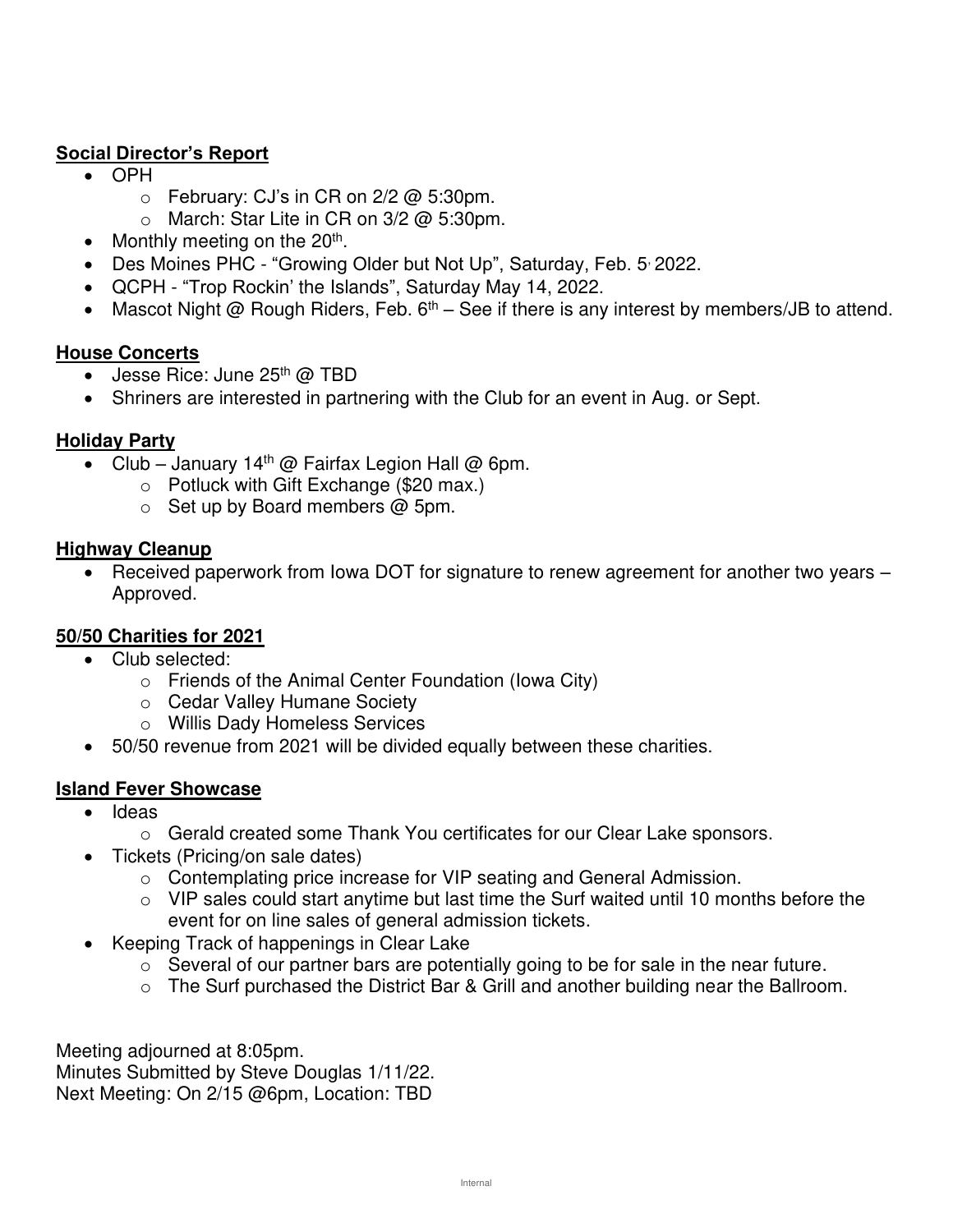**Social Director's Report**

- OPH
  - February: CJ's in CR on 2/2 @ 5:30pm.
  - March: Star Lite in CR on 3/2 @ 5:30pm.
- Monthly meeting on the 20th.
- Des Moines PHC - "Growing Older but Not Up", Saturday, Feb. 5, 2022.
- QCPH - "Trop Rockin' the Islands", Saturday May 14, 2022.
- Mascot Night @ Rough Riders, Feb. 6th – See if there is any interest by members/JB to attend.

**House Concerts**

- Jesse Rice: June 25th @ TBD
- Shriners are interested in partnering with the Club for an event in Aug. or Sept.

**Holiday Party**

- Club – January 14th @ Fairfax Legion Hall @ 6pm.
  - Potluck with Gift Exchange ($20 max.)
  - Set up by Board members @ 5pm.

**Highway Cleanup**

- Received paperwork from Iowa DOT for signature to renew agreement for another two years – Approved.

**50/50 Charities for 2021**

- Club selected:
  - Friends of the Animal Center Foundation (Iowa City)
  - Cedar Valley Humane Society
  - Willis Dady Homeless Services
- 50/50 revenue from 2021 will be divided equally between these charities.

**Island Fever Showcase**

- Ideas
  - Gerald created some Thank You certificates for our Clear Lake sponsors.
- Tickets (Pricing/on sale dates)
  - Contemplating price increase for VIP seating and General Admission.
  - VIP sales could start anytime but last time the Surf waited until 10 months before the event for on line sales of general admission tickets.
- Keeping Track of happenings in Clear Lake
  - Several of our partner bars are potentially going to be for sale in the near future.
  - The Surf purchased the District Bar & Grill and another building near the Ballroom.

Meeting adjourned at 8:05pm.
Minutes Submitted by Steve Douglas 1/11/22.
Next Meeting: On 2/15 @6pm, Location: TBD